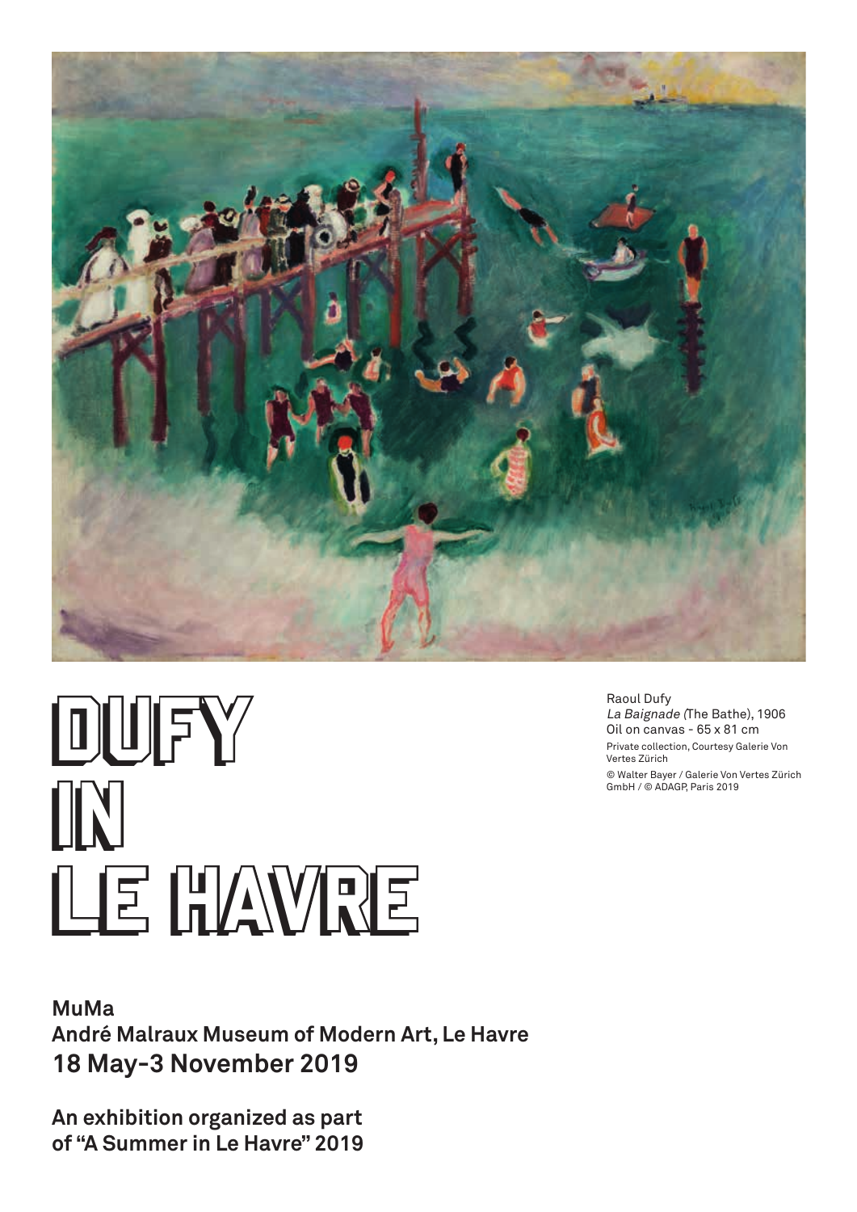# DUFY IN LE HAVRE

Raoul Dufy
*La Baignade* (The Bathe), 1906
Oil on canvas - 65 x 81 cm
Private collection, Courtesy Galerie Von Vertes Zürich
© Walter Bayer / Galerie Von Vertes Zürich GmbH / © ADAGP, Paris 2019

**MuMa**
**André Malraux Museum of Modern Art, Le Havre**
**18 May-3 November 2019**

**An exhibition organized as part of "A Summer in Le Havre" 2019**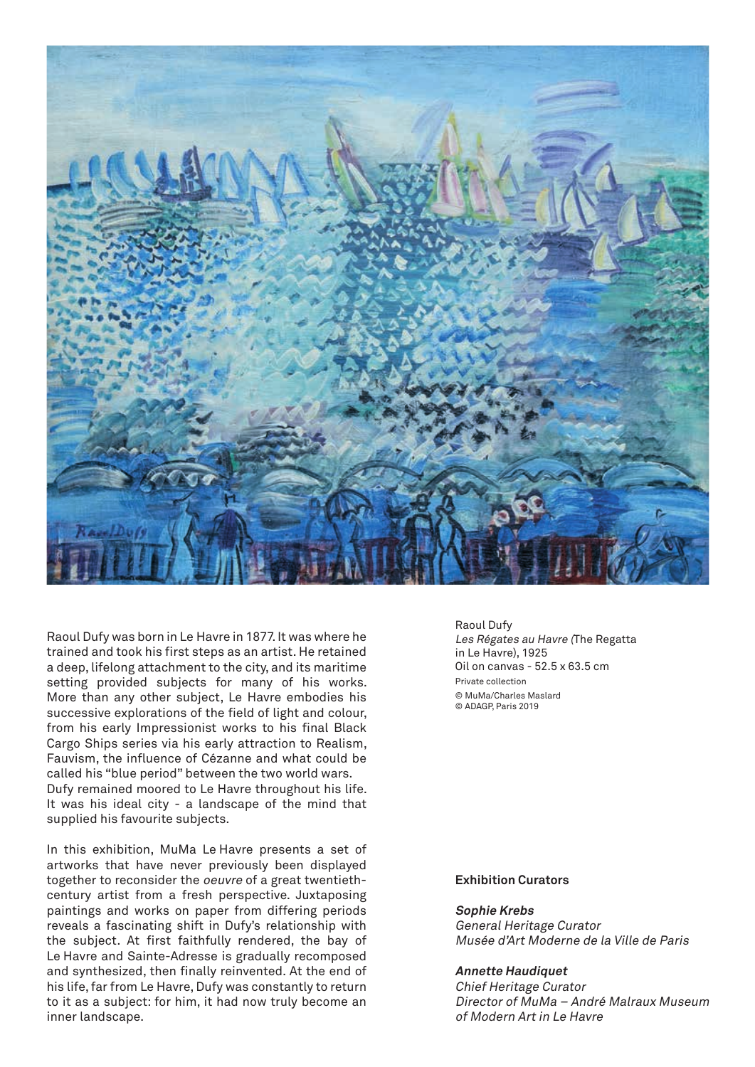Raoul Dufy was born in Le Havre in 1877. It was where he trained and took his first steps as an artist. He retained a deep, lifelong attachment to the city, and its maritime setting provided subjects for many of his works. More than any other subject, Le Havre embodies his successive explorations of the field of light and colour, from his early Impressionist works to his final Black Cargo Ships series via his early attraction to Realism, Fauvism, the influence of Cézanne and what could be called his "blue period" between the two world wars. Dufy remained moored to Le Havre throughout his life. It was his ideal city - a landscape of the mind that supplied his favourite subjects.

In this exhibition, MuMa Le Havre presents a set of artworks that have never previously been displayed together to reconsider the *oeuvre* of a great twentieth-century artist from a fresh perspective. Juxtaposing paintings and works on paper from differing periods reveals a fascinating shift in Dufy's relationship with the subject. At first faithfully rendered, the bay of Le Havre and Sainte-Adresse is gradually recomposed and synthesized, then finally reinvented. At the end of his life, far from Le Havre, Dufy was constantly to return to it as a subject: for him, it had now truly become an inner landscape.

Raoul Dufy
*Les Régates au Havre (*The Regatta in Le Havre), 1925
Oil on canvas - 52.5 x 63.5 cm
Private collection
© MuMa/Charles Maslard
© ADAGP, Paris 2019

**Exhibition Curators**

***Sophie Krebs***
*General Heritage Curator*
*Musée d'Art Moderne de la Ville de Paris*

***Annette Haudiquet***
*Chief Heritage Curator*
*Director of MuMa – André Malraux Museum of Modern Art in Le Havre*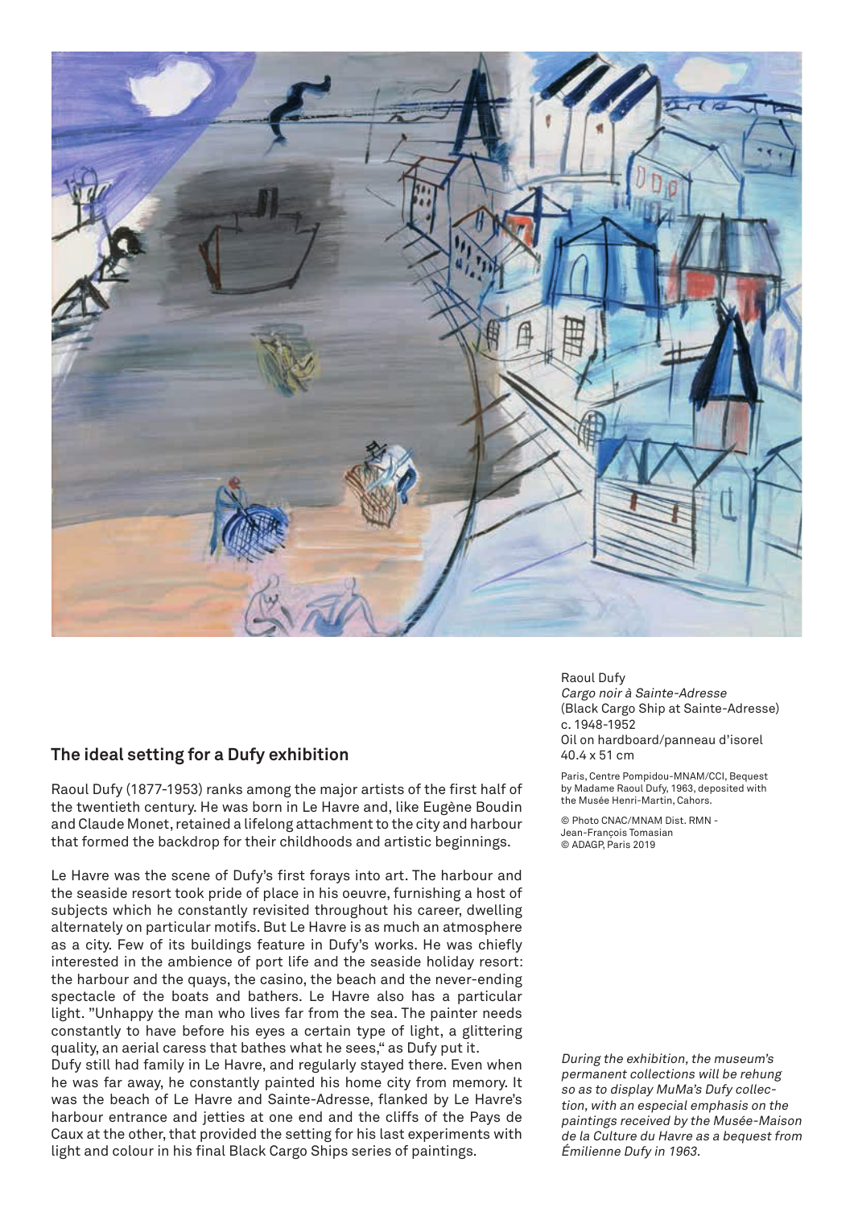Raoul Dufy
*Cargo noir à Sainte-Adresse*
(Black Cargo Ship at Sainte-Adresse)
c. 1948-1952
Oil on hardboard/panneau d'isorel
40.4 x 51 cm

Paris, Centre Pompidou-MNAM/CCI, Bequest by Madame Raoul Dufy, 1963, deposited with the Musée Henri-Martin, Cahors.

© Photo CNAC/MNAM Dist. RMN - Jean-François Tomasian
© ADAGP, Paris 2019

## The ideal setting for a Dufy exhibition

Raoul Dufy (1877-1953) ranks among the major artists of the first half of the twentieth century. He was born in Le Havre and, like Eugène Boudin and Claude Monet, retained a lifelong attachment to the city and harbour that formed the backdrop for their childhoods and artistic beginnings.

Le Havre was the scene of Dufy's first forays into art. The harbour and the seaside resort took pride of place in his oeuvre, furnishing a host of subjects which he constantly revisited throughout his career, dwelling alternately on particular motifs. But Le Havre is as much an atmosphere as a city. Few of its buildings feature in Dufy's works. He was chiefly interested in the ambience of port life and the seaside holiday resort: the harbour and the quays, the casino, the beach and the never-ending spectacle of the boats and bathers. Le Havre also has a particular light. "Unhappy the man who lives far from the sea. The painter needs constantly to have before his eyes a certain type of light, a glittering quality, an aerial caress that bathes what he sees," as Dufy put it.
Dufy still had family in Le Havre, and regularly stayed there. Even when he was far away, he constantly painted his home city from memory. It was the beach of Le Havre and Sainte-Adresse, flanked by Le Havre's harbour entrance and jetties at one end and the cliffs of the Pays de Caux at the other, that provided the setting for his last experiments with light and colour in his final Black Cargo Ships series of paintings.

*During the exhibition, the museum's permanent collections will be rehung so as to display MuMa's Dufy collection, with an especial emphasis on the paintings received by the Musée-Maison de la Culture du Havre as a bequest from Émilienne Dufy in 1963.*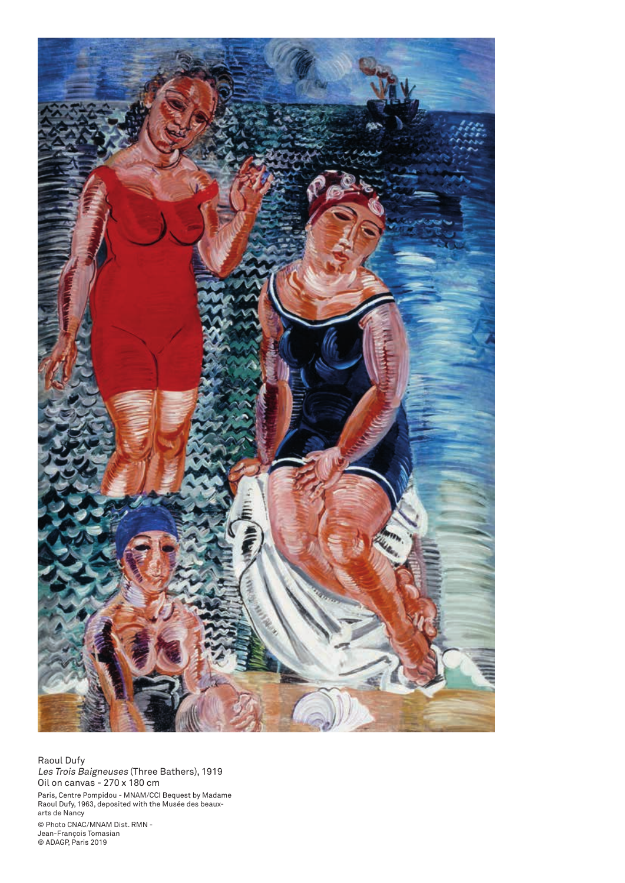Raoul Dufy
*Les Trois Baigneuses* (Three Bathers), 1919
Oil on canvas - 270 x 180 cm

Paris, Centre Pompidou - MNAM/CCI Bequest by Madame Raoul Dufy, 1963, deposited with the Musée des beaux-arts de Nancy

© Photo CNAC/MNAM Dist. RMN - Jean-François Tomasian
© ADAGP, Paris 2019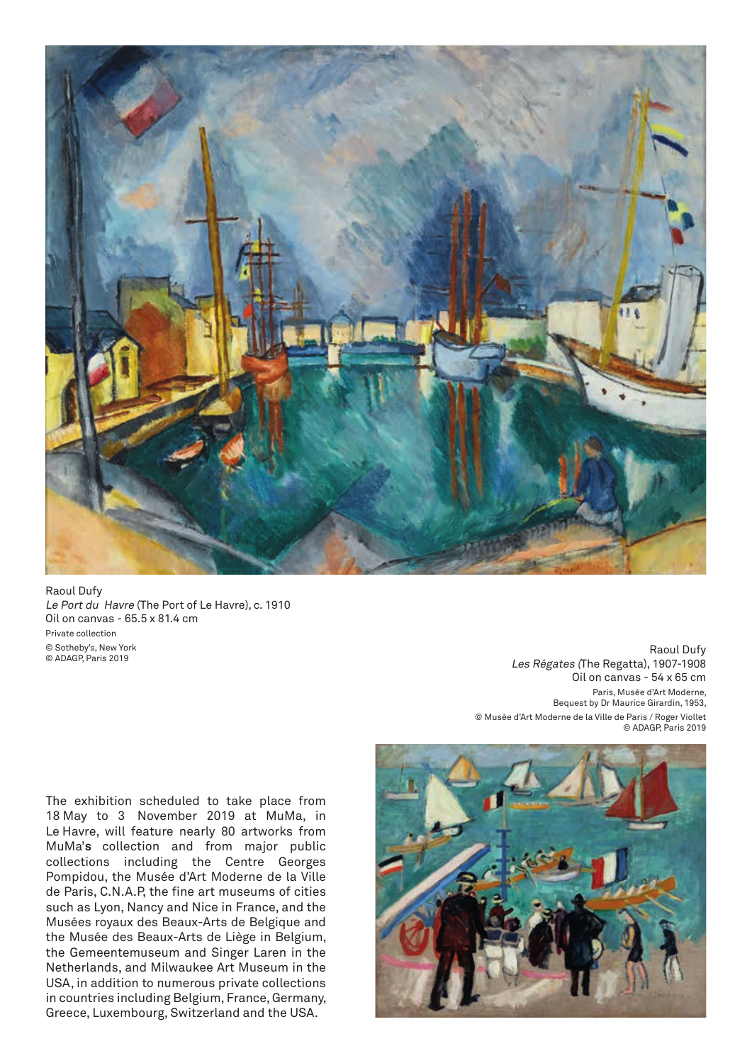Raoul Dufy
*Le Port du Havre* (The Port of Le Havre), c. 1910
Oil on canvas - 65.5 x 81.4 cm
Private collection
© Sotheby's, New York
© ADAGP, Paris 2019

Raoul Dufy
*Les Régates* (The Regatta), 1907-1908
Oil on canvas - 54 x 65 cm
Paris, Musée d'Art Moderne,
Bequest by Dr Maurice Girardin, 1953,
© Musée d'Art Moderne de la Ville de Paris / Roger Viollet
© ADAGP, Paris 2019

The exhibition scheduled to take place from 18 May to 3 November 2019 at MuMa, in Le Havre, will feature nearly 80 artworks from MuMa's collection and from major public collections including the Centre Georges Pompidou, the Musée d'Art Moderne de la Ville de Paris, C.N.A.P, the fine art museums of cities such as Lyon, Nancy and Nice in France, and the Musées royaux des Beaux-Arts de Belgique and the Musée des Beaux-Arts de Liège in Belgium, the Gemeentemuseum and Singer Laren in the Netherlands, and Milwaukee Art Museum in the USA, in addition to numerous private collections in countries including Belgium, France, Germany, Greece, Luxembourg, Switzerland and the USA.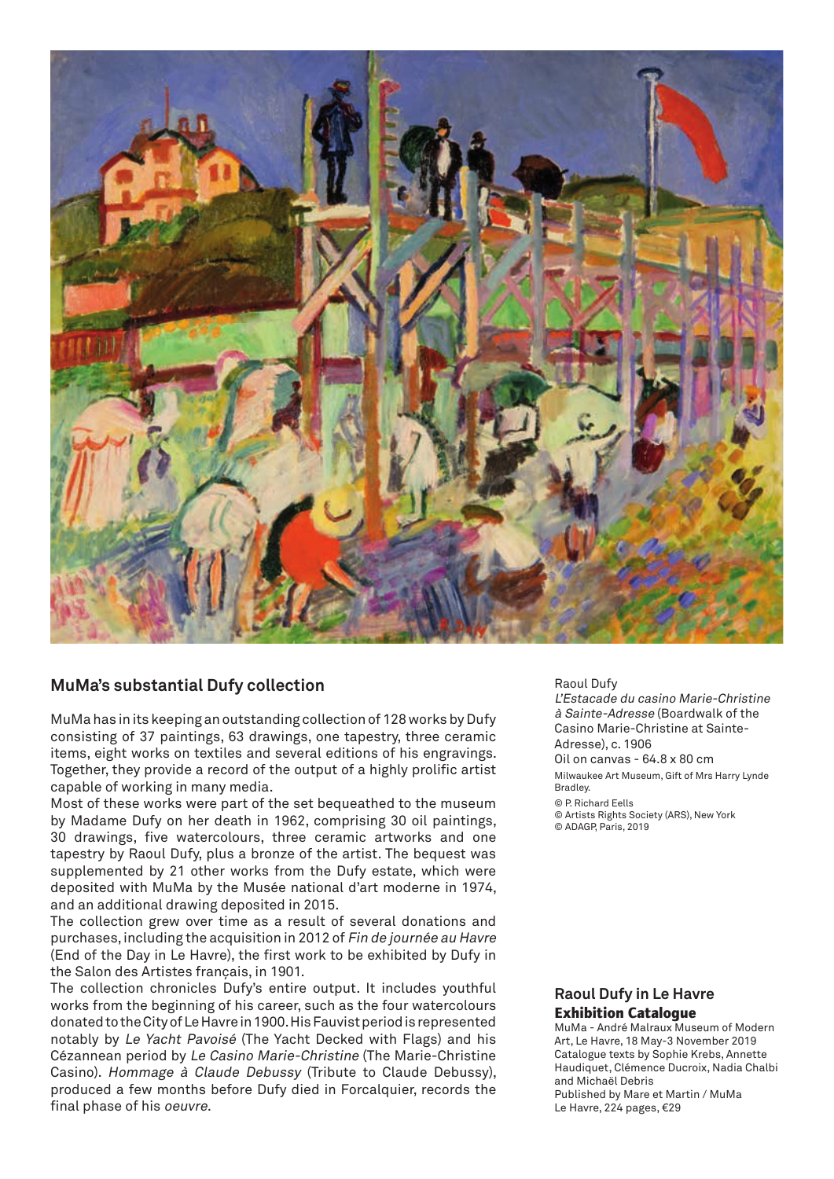## MuMa's substantial Dufy collection

MuMa has in its keeping an outstanding collection of 128 works by Dufy consisting of 37 paintings, 63 drawings, one tapestry, three ceramic items, eight works on textiles and several editions of his engravings. Together, they provide a record of the output of a highly prolific artist capable of working in many media.

Most of these works were part of the set bequeathed to the museum by Madame Dufy on her death in 1962, comprising 30 oil paintings, 30 drawings, five watercolours, three ceramic artworks and one tapestry by Raoul Dufy, plus a bronze of the artist. The bequest was supplemented by 21 other works from the Dufy estate, which were deposited with MuMa by the Musée national d'art moderne in 1974, and an additional drawing deposited in 2015.

The collection grew over time as a result of several donations and purchases, including the acquisition in 2012 of *Fin de journée au Havre* (End of the Day in Le Havre), the first work to be exhibited by Dufy in the Salon des Artistes français, in 1901.

The collection chronicles Dufy's entire output. It includes youthful works from the beginning of his career, such as the four watercolours donated to the City of Le Havre in 1900. His Fauvist period is represented notably by *Le Yacht Pavoisé* (The Yacht Decked with Flags) and his Cézannean period by *Le Casino Marie-Christine* (The Marie-Christine Casino). *Hommage à Claude Debussy* (Tribute to Claude Debussy), produced a few months before Dufy died in Forcalquier, records the final phase of his *oeuvre*.

Raoul Dufy
*L'Estacade du casino Marie-Christine à Sainte-Adresse* (Boardwalk of the Casino Marie-Christine at Sainte-Adresse), c. 1906
Oil on canvas - 64.8 x 80 cm
Milwaukee Art Museum, Gift of Mrs Harry Lynde Bradley.
© P. Richard Eells
© Artists Rights Society (ARS), New York
© ADAGP, Paris, 2019

### Raoul Dufy in Le Havre
**Exhibition Catalogue**

MuMa - André Malraux Museum of Modern Art, Le Havre, 18 May-3 November 2019
Catalogue texts by Sophie Krebs, Annette Haudiquet, Clémence Ducroix, Nadia Chalbi and Michaël Debris
Published by Mare et Martin / MuMa
Le Havre, 224 pages, €29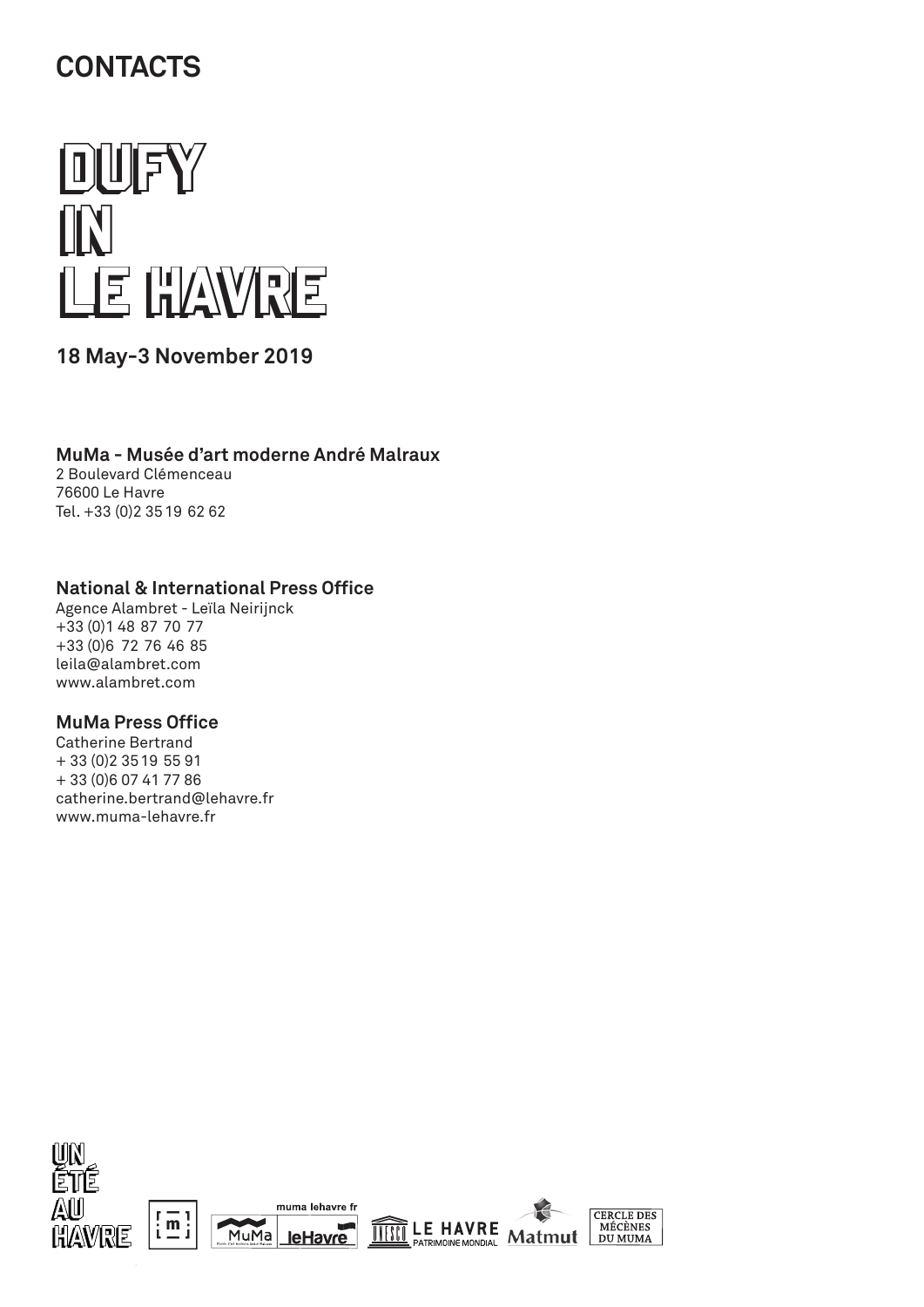# CONTACTS

## DUFY IN LE HAVRE

**18 May-3 November 2019**

**MuMa - Musée d'art moderne André Malraux**
2 Boulevard Clémenceau
76600 Le Havre
Tel. +33 (0)2 35 19 62 62

**National & International Press Office**
Agence Alambret - Leïla Neirijnck
+33 (0)1 48 87 70 77
+33 (0)6 72 76 46 85
leila@alambret.com
www.alambret.com

**MuMa Press Office**
Catherine Bertrand
+ 33 (0)2 35 19 55 91
+ 33 (0)6 07 41 77 86
catherine.bertrand@lehavre.fr
www.muma-lehavre.fr

UN ÉTÉ AU HAVRE

muma lehavre fr

MuMa leHavre

UNESCO LE HAVRE PATRIMOINE MONDIAL

Matmut

CERCLE DES MÉCÈNES DU MUMA